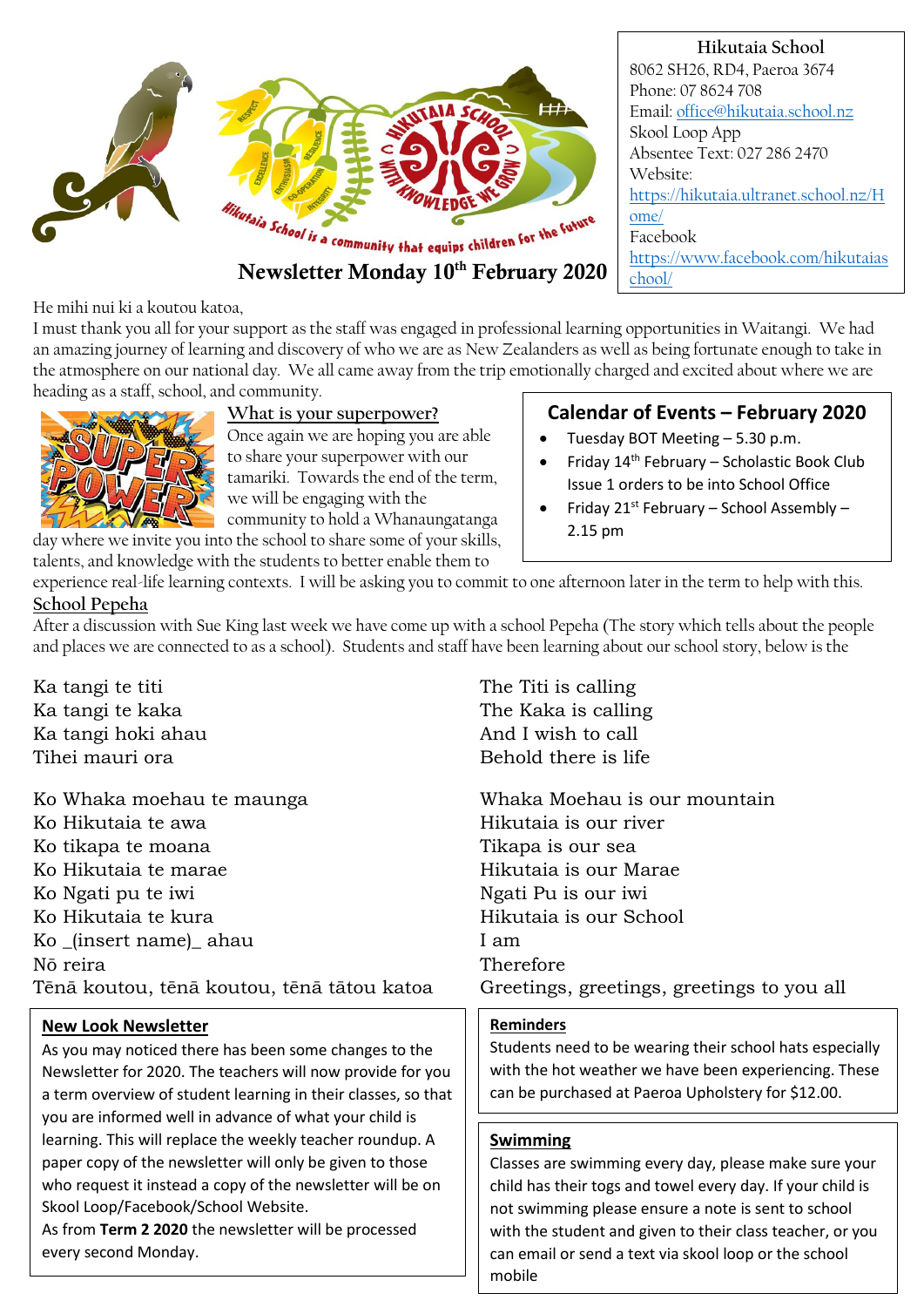**Hikutaia School**
8062 SH26, RD4, Paeroa 3674
Phone: 07 8624 708
Email: office@hikutaia.school.nz
Skool Loop App
Absentee Text: 027 286 2470
Website: https://hikutaia.ultranet.school.nz/Home/
Facebook https://www.facebook.com/hikutaiaschool/

Hikutaia School is a community that equips children for the future

# Newsletter Monday 10th February 2020

He mihi nui ki a koutou katoa,

I must thank you all for your support as the staff was engaged in professional learning opportunities in Waitangi. We had an amazing journey of learning and discovery of who we are as New Zealanders as well as being fortunate enough to take in the atmosphere on our national day. We all came away from the trip emotionally charged and excited about where we are heading as a staff, school, and community.

## What is your superpower?

Once again we are hoping you are able to share your superpower with our tamariki. Towards the end of the term, we will be engaging with the community to hold a Whanaungatanga day where we invite you into the school to share some of your skills, talents, and knowledge with the students to better enable them to experience real-life learning contexts. I will be asking you to commit to one afternoon later in the term to help with this.

## Calendar of Events – February 2020

- Tuesday BOT Meeting – 5.30 p.m.
- Friday 14th February – Scholastic Book Club Issue 1 orders to be into School Office
- Friday 21st February – School Assembly – 2.15 pm

## School Pepeha

After a discussion with Sue King last week we have come up with a school Pepeha (The story which tells about the people and places we are connected to as a school). Students and staff have been learning about our school story, below is the

| | |
|---|---|
| Ka tangi te titi | The Titi is calling |
| Ka tangi te kaka | The Kaka is calling |
| Ka tangi hoki ahau | And I wish to call |
| Tihei mauri ora | Behold there is life |
| | |
| Ko Whaka moehau te maunga | Whaka Moehau is our mountain |
| Ko Hikutaia te awa | Hikutaia is our river |
| Ko tikapa te moana | Tikapa is our sea |
| Ko Hikutaia te marae | Hikutaia is our Marae |
| Ko Ngati pu te iwi | Ngati Pu is our iwi |
| Ko Hikutaia te kura | Hikutaia is our School |
| Ko _(insert name)_ ahau | I am |
| Nō reira | Therefore |
| Tēnā koutou, tēnā koutou, tēnā tātou katoa | Greetings, greetings, greetings to you all |

## New Look Newsletter

As you may noticed there has been some changes to the Newsletter for 2020. The teachers will now provide for you a term overview of student learning in their classes, so that you are informed well in advance of what your child is learning. This will replace the weekly teacher roundup. A paper copy of the newsletter will only be given to those who request it instead a copy of the newsletter will be on Skool Loop/Facebook/School Website.
As from **Term 2 2020** the newsletter will be processed every second Monday.

## Reminders

Students need to be wearing their school hats especially with the hot weather we have been experiencing. These can be purchased at Paeroa Upholstery for $12.00.

## Swimming

Classes are swimming every day, please make sure your child has their togs and towel every day. If your child is not swimming please ensure a note is sent to school with the student and given to their class teacher, or you can email or send a text via skool loop or the school mobile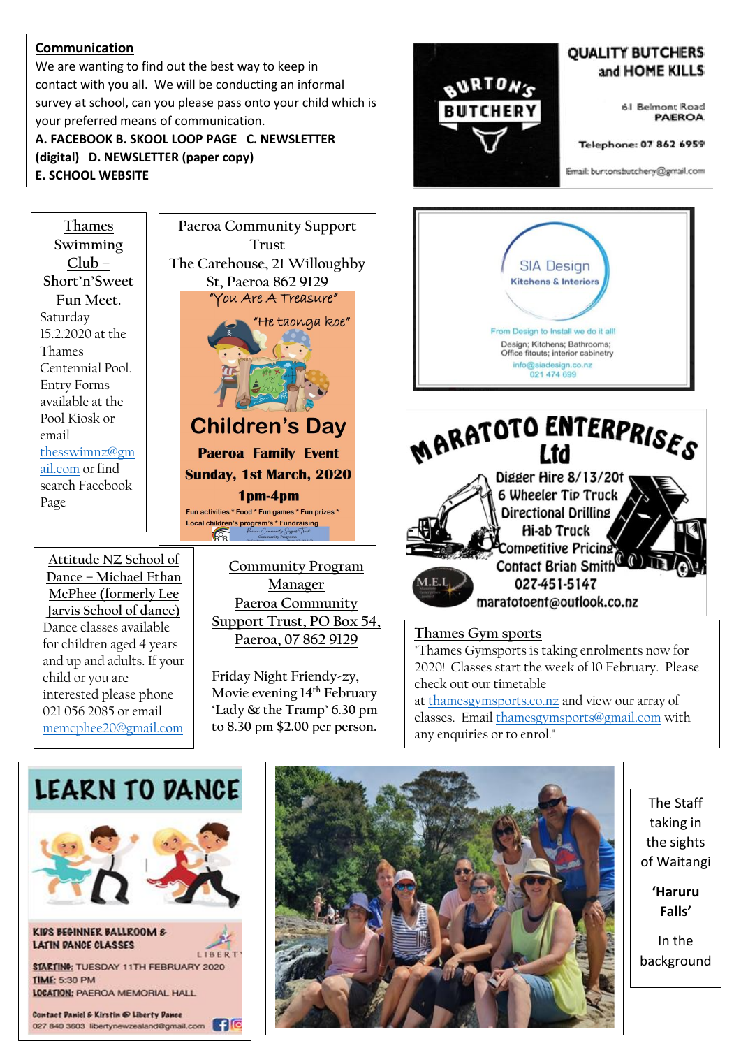**Communication**

We are wanting to find out the best way to keep in contact with you all. We will be conducting an informal survey at school, can you please pass onto your child which is your preferred means of communication.

**A. FACEBOOK B. SKOOL LOOP PAGE C. NEWSLETTER (digital) D. NEWSLETTER (paper copy) E. SCHOOL WEBSITE**

BURTON'S BUTCHERY

QUALITY BUTCHERS and HOME KILLS

61 Belmont Road PAEROA

Telephone: 07 862 6959

Email: burtonsbutchery@gmail.com

Thames Swimming Club – Short'n'Sweet Fun Meet.

Saturday 15.2.2020 at the Thames Centennial Pool. Entry Forms available at the Pool Kiosk or email thesswimnz@gmail.com or find search Facebook Page

Paeroa Community Support Trust
The Carehouse, 21 Willoughby St, Paeroa 862 9129

"You Are A Treasure"

"He taonga koe"

**Children's Day**

**Paeroa Family Event**

**Sunday, 1st March, 2020**

**1pm-4pm**

Fun activities * Food * Fun games * Fun prizes *
Local children's program's * Fundraising

SIA Design
Kitchens & Interiors

From Design to Install we do it all!

Design; Kitchens; Bathrooms; Office fitouts; interior cabinetry

info@siadesign.co.nz
021 474 699

MARATOTO ENTERPRISES Ltd

Digger Hire 8/13/20t
6 Wheeler Tip Truck
Directional Drilling
Hi-ab Truck
Competitive Pricing
Contact Brian Smith
027-451-5147
maratotoent@outlook.co.nz

Attitude NZ School of Dance – Michael Ethan McPhee (formerly Lee Jarvis School of dance)

Dance classes available for children aged 4 years and up and adults. If your child or you are interested please phone 021 056 2085 or email memcphee20@gmail.com

Community Program Manager Paeroa Community Support Trust, PO Box 54, Paeroa, 07 862 9129

Friday Night Friendy-zy, Movie evening 14th February 'Lady & the Tramp' 6.30 pm to 8.30 pm $2.00 per person.

Thames Gym sports

"Thames Gymsports is taking enrolments now for 2020! Classes start the week of 10 February. Please check out our timetable at thamesgymsports.co.nz and view our array of classes. Email thamesgymsports@gmail.com with any enquiries or to enrol."

**LEARN TO DANCE**

KIDS BEGINNER BALLROOM & LATIN DANCE CLASSES

LIBERTY

STARTING: TUESDAY 11TH FEBRUARY 2020

TIME: 5:30 PM

LOCATION: PAEROA MEMORIAL HALL

Contact Daniel & Kirstin @ Liberty Dance
027 840 3603 libertynewzealand@gmail.com

The Staff taking in the sights of Waitangi

**'Haruru Falls'**

In the background